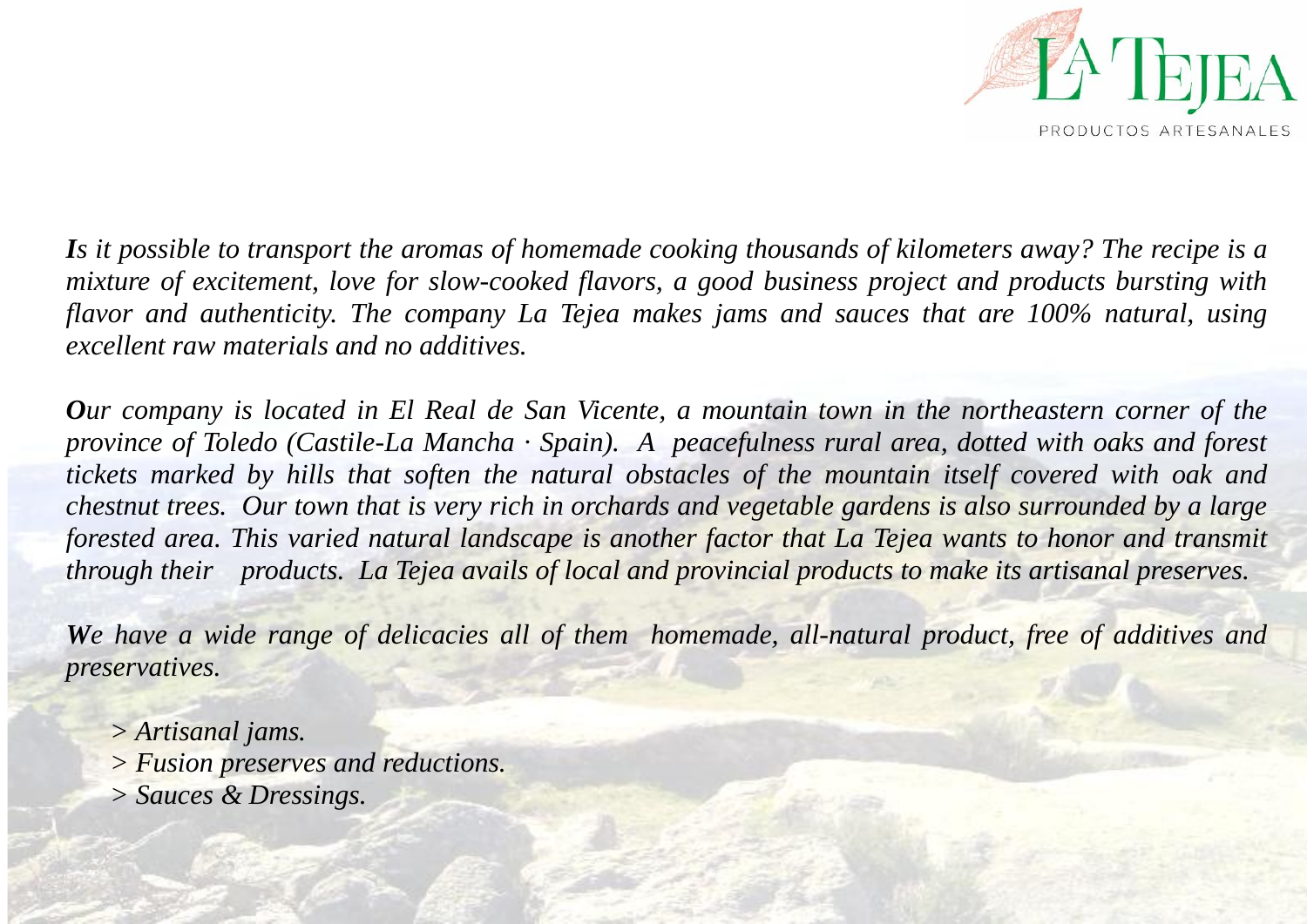LA TEJEA

PRODUCTOS ARTESANALES

***I**s it possible to transport the aromas of homemade cooking thousands of kilometers away? The recipe is a mixture of excitement, love for slow-cooked flavors, a good business project and products bursting with flavor and authenticity. The company La Tejea makes jams and sauces that are 100% natural, using excellent raw materials and no additives.*

***O**ur company is located in El Real de San Vicente, a mountain town in the northeastern corner of the province of Toledo (Castile-La Mancha · Spain). A peacefulness rural area, dotted with oaks and forest tickets marked by hills that soften the natural obstacles of the mountain itself covered with oak and chestnut trees. Our town that is very rich in orchards and vegetable gardens is also surrounded by a large forested area. This varied natural landscape is another factor that La Tejea wants to honor and transmit through their products. La Tejea avails of local and provincial products to make its artisanal preserves.*

***W**e have a wide range of delicacies all of them homemade, all-natural product, free of additives and preservatives.*

> *Artisanal jams.*
> *Fusion preserves and reductions.*
> *Sauces & Dressings.*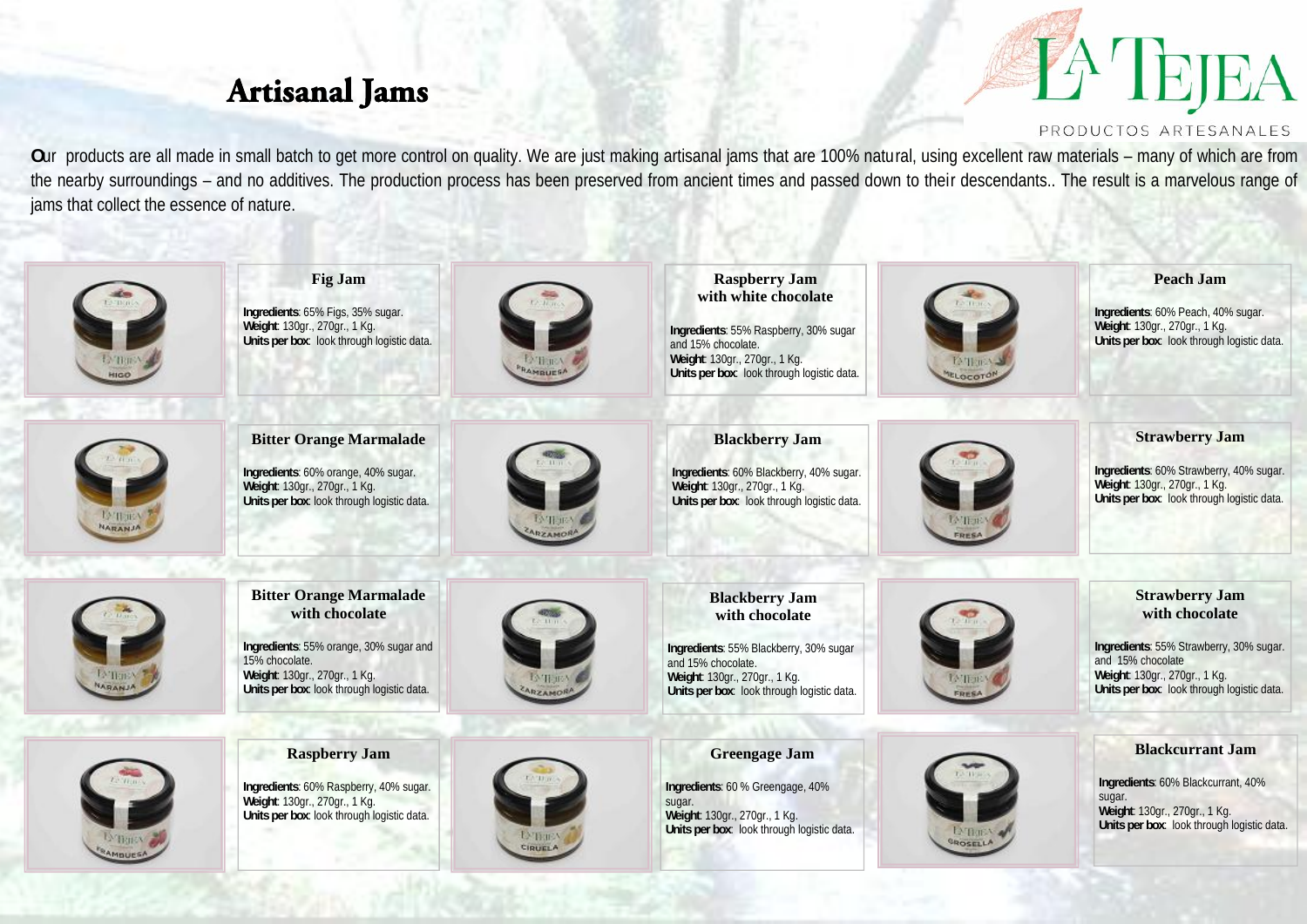# Artisanal Jams

LA TEJEA

PRODUCTOS ARTESANALES

**O**ur products are all made in small batch to get more control on quality. We are just making artisanal jams that are 100% natural, using excellent raw materials – many of which are from the nearby surroundings – and no additives. The production process has been preserved from ancient times and passed down to their descendants.. The result is a marvelous range of jams that collect the essence of nature.

### Fig Jam

**Ingredients**: 65% Figs, 35% sugar.
**Weight**: 130gr., 270gr., 1 Kg.
**Units per box**: look through logistic data.

### Raspberry Jam with white chocolate

**Ingredients**: 55% Raspberry, 30% sugar and 15% chocolate.
**Weight**: 130gr., 270gr., 1 Kg.
**Units per box**: look through logistic data.

### Peach Jam

**Ingredients**: 60% Peach, 40% sugar.
**Weight**: 130gr., 270gr., 1 Kg.
**Units per box**: look through logistic data.

### Bitter Orange Marmalade

**Ingredients**: 60% orange, 40% sugar.
**Weight**: 130gr., 270gr., 1 Kg.
**Units per box**: look through logistic data.

### Blackberry Jam

**Ingredients**: 60% Blackberry, 40% sugar.
**Weight**: 130gr., 270gr., 1 Kg.
**Units per box**: look through logistic data.

### Strawberry Jam

**Ingredients**: 60% Strawberry, 40% sugar.
**Weight**: 130gr., 270gr., 1 Kg.
**Units per box**: look through logistic data.

### Bitter Orange Marmalade with chocolate

**Ingredients**: 55% orange, 30% sugar and 15% chocolate.
**Weight**: 130gr., 270gr., 1 Kg.
**Units per box**: look through logistic data.

### Blackberry Jam with chocolate

**Ingredients**: 55% Blackberry, 30% sugar and 15% chocolate.
**Weight**: 130gr., 270gr., 1 Kg.
**Units per box**: look through logistic data.

### Strawberry Jam with chocolate

**Ingredients**: 55% Strawberry, 30% sugar. and 15% chocolate
**Weight**: 130gr., 270gr., 1 Kg.
**Units per box**: look through logistic data.

### Raspberry Jam

**Ingredients**: 60% Raspberry, 40% sugar.
**Weight**: 130gr., 270gr., 1 Kg.
**Units per box**: look through logistic data.

### Greengage Jam

**Ingredients**: 60 % Greengage, 40% sugar.
**Weight**: 130gr., 270gr., 1 Kg.
**Units per box**: look through logistic data.

### Blackcurrant Jam

**Ingredients**: 60% Blackcurrant, 40% sugar.
**Weight**: 130gr., 270gr., 1 Kg.
**Units per box**: look through logistic data.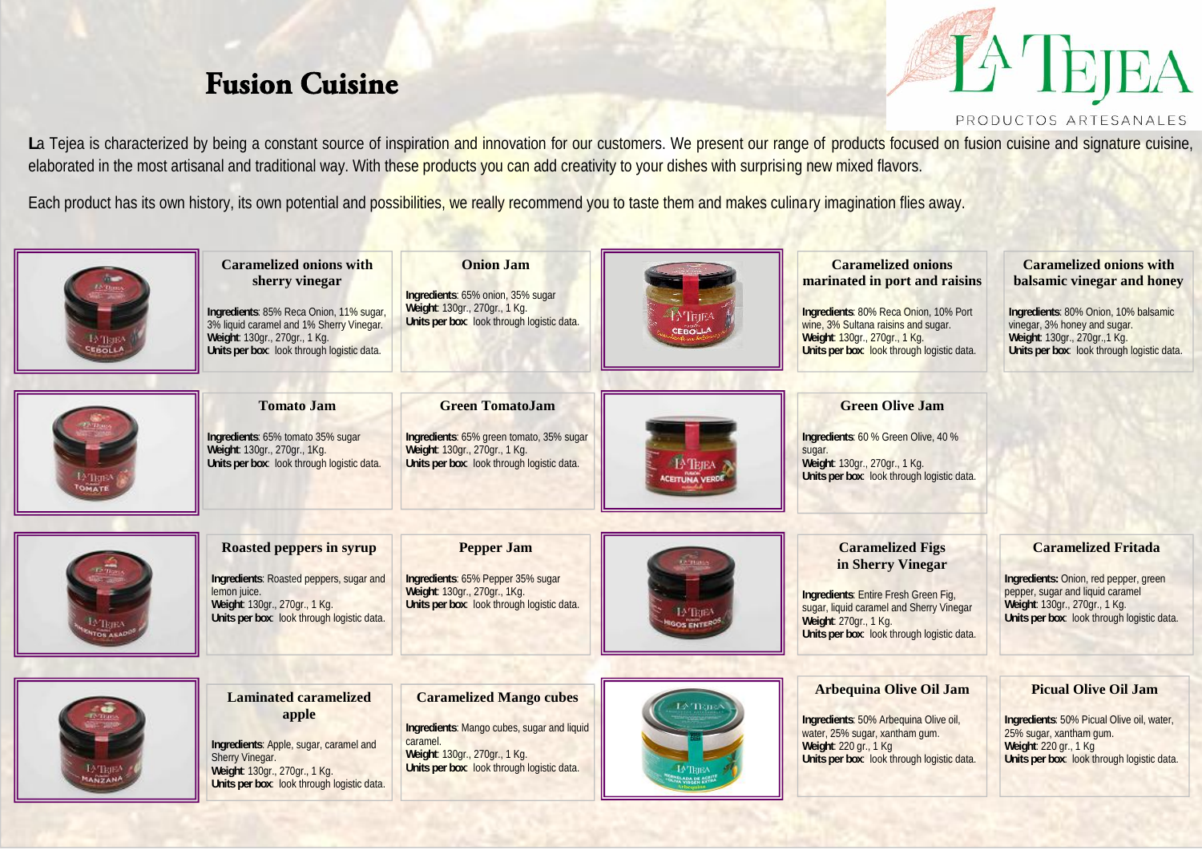# Fusion Cuisine

LA TEJEA
PRODUCTOS ARTESANALES

**L**a Tejea is characterized by being a constant source of inspiration and innovation for our customers. We present our range of products focused on fusion cuisine and signature cuisine, elaborated in the most artisanal and traditional way. With these products you can add creativity to your dishes with surprising new mixed flavors.

Each product has its own history, its own potential and possibilities, we really recommend you to taste them and makes culinary imagination flies away.

### Caramelized onions with sherry vinegar

**Ingredients**: 85% Reca Onion, 11% sugar, 3% liquid caramel and 1% Sherry Vinegar.
**Weight**: 130gr., 270gr., 1 Kg.
**Units per box**: look through logistic data.

### Onion Jam

**Ingredients**: 65% onion, 35% sugar
**Weight**: 130gr., 270gr., 1 Kg.
**Units per box**: look through logistic data.

### Caramelized onions marinated in port and raisins

**Ingredients**: 80% Reca Onion, 10% Port wine, 3% Sultana raisins and sugar.
**Weight**: 130gr., 270gr., 1 Kg.
**Units per box**: look through logistic data.

### Caramelized onions with balsamic vinegar and honey

**Ingredients**: 80% Onion, 10% balsamic vinegar, 3% honey and sugar.
**Weight**: 130gr., 270gr.,1 Kg.
**Units per box**: look through logistic data.

### Tomato Jam

**Ingredients**: 65% tomato 35% sugar
**Weight**: 130gr., 270gr., 1Kg.
**Units per box**: look through logistic data.

### Green TomatoJam

**Ingredients**: 65% green tomato, 35% sugar
**Weight**: 130gr., 270gr., 1 Kg.
**Units per box**: look through logistic data.

### Green Olive Jam

**Ingredients**: 60 % Green Olive, 40 % sugar.
**Weight**: 130gr., 270gr., 1 Kg.
**Units per box**: look through logistic data.

### Roasted peppers in syrup

**Ingredients**: Roasted peppers, sugar and lemon juice.
**Weight**: 130gr., 270gr., 1 Kg.
**Units per box**: look through logistic data.

### Pepper Jam

**Ingredients**: 65% Pepper 35% sugar
**Weight**: 130gr., 270gr., 1Kg.
**Units per box**: look through logistic data.

### Caramelized Figs in Sherry Vinegar

**Ingredients**: Entire Fresh Green Fig, sugar, liquid caramel and Sherry Vinegar
**Weight**: 270gr., 1 Kg.
**Units per box**: look through logistic data.

### Caramelized Fritada

**Ingredients:** Onion, red pepper, green pepper, sugar and liquid caramel
**Weight**: 130gr., 270gr., 1 Kg.
**Units per box**: look through logistic data.

### Laminated caramelized apple

**Ingredients**: Apple, sugar, caramel and Sherry Vinegar.
**Weight**: 130gr., 270gr., 1 Kg.
**Units per box**: look through logistic data.

### Caramelized Mango cubes

**Ingredients**: Mango cubes, sugar and liquid caramel.
**Weight**: 130gr., 270gr., 1 Kg.
**Units per box**: look through logistic data.

### Arbequina Olive Oil Jam

**Ingredients**: 50% Arbequina Olive oil, water, 25% sugar, xantham gum.
**Weight**: 220 gr., 1 Kg
**Units per box**: look through logistic data.

### Picual Olive Oil Jam

**Ingredients**: 50% Picual Olive oil, water, 25% sugar, xantham gum.
**Weight**: 220 gr., 1 Kg
**Units per box**: look through logistic data.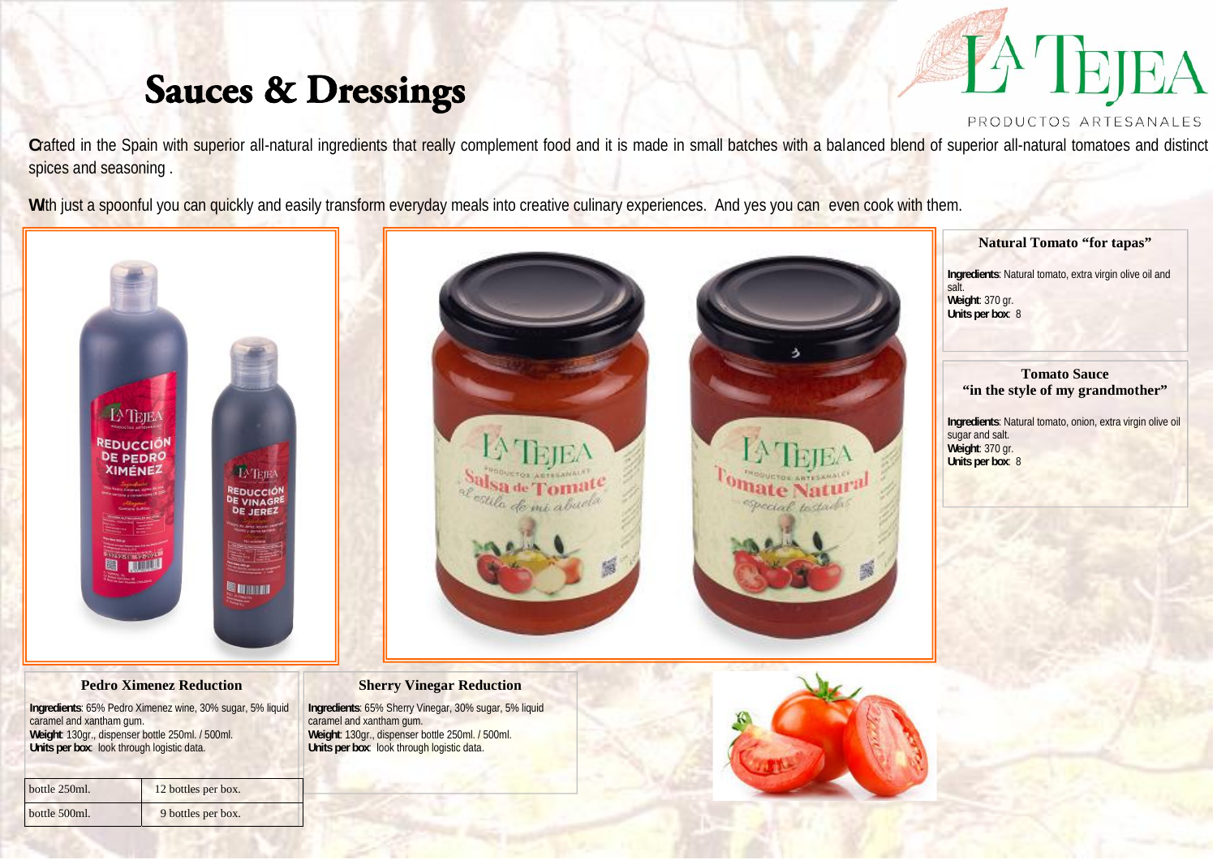# Sauces & Dressings

LA TEJEA
PRODUCTOS ARTESANALES

Crafted in the Spain with superior all-natural ingredients that really complement food and it is made in small batches with a balanced blend of superior all-natural tomatoes and distinct spices and seasoning .

With just a spoonful you can quickly and easily transform everyday meals into creative culinary experiences. And yes you can even cook with them.

### Natural Tomato "for tapas"

**Ingredients**: Natural tomato, extra virgin olive oil and salt.
**Weight**: 370 gr.
**Units per box**: 8

### Tomato Sauce "in the style of my grandmother"

**Ingredients**: Natural tomato, onion, extra virgin olive oil sugar and salt.
**Weight**: 370 gr.
**Units per box**: 8

### Pedro Ximenez Reduction

**Ingredients**: 65% Pedro Ximenez wine, 30% sugar, 5% liquid caramel and xantham gum.
**Weight**: 130gr., dispenser bottle 250ml. / 500ml.
**Units per box**: look through logistic data.

| bottle 250ml. | 12 bottles per box. |
|---|---|
| bottle 500ml. | 9 bottles per box. |

### Sherry Vinegar Reduction

**Ingredients**: 65% Sherry Vinegar, 30% sugar, 5% liquid caramel and xantham gum.
**Weight**: 130gr., dispenser bottle 250ml. / 500ml.
**Units per box**: look through logistic data.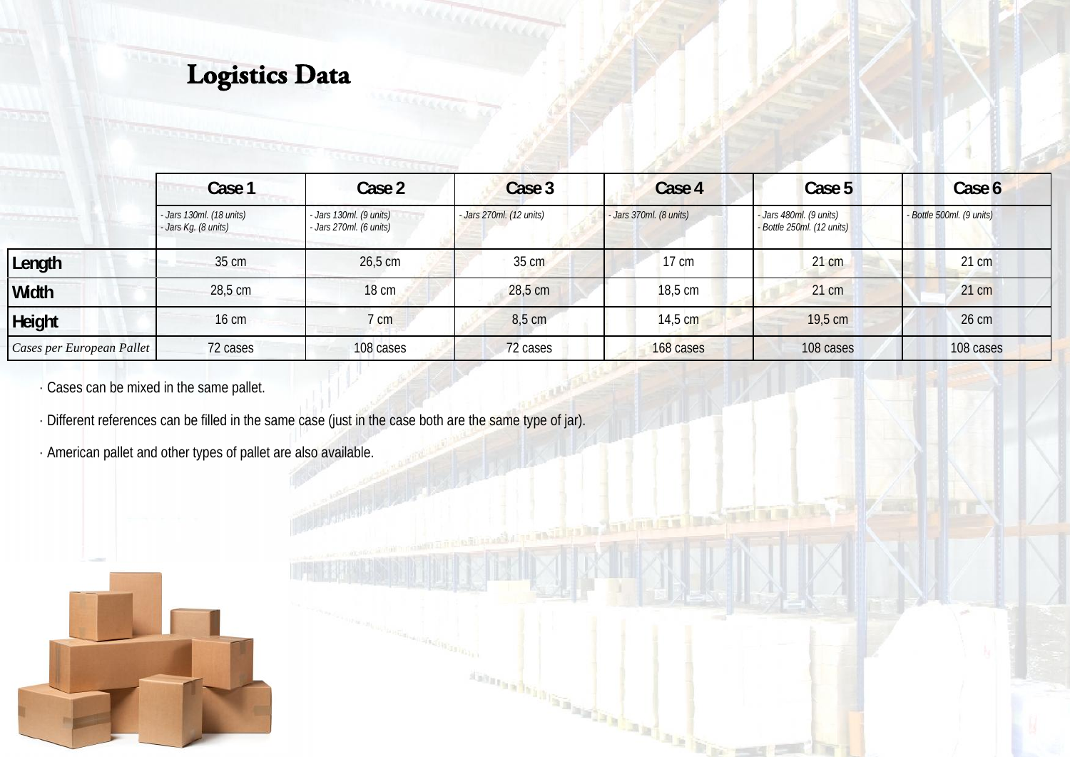# Logistics Data

| | Case 1 | Case 2 | Case 3 | Case 4 | Case 5 | Case 6 |
|---|---|---|---|---|---|---|
| | *- Jars 130ml. (18 units)*<br>*- Jars Kg. (8 units)* | *- Jars 130ml. (9 units)*<br>*- Jars 270ml. (6 units)* | *- Jars 270ml. (12 units)* | *- Jars 370ml. (8 units)* | *- Jars 480ml. (9 units)*<br>*- Bottle 250ml. (12 units)* | *- Bottle 500ml. (9 units)* |
| **Length** | 35 cm | 26,5 cm | 35 cm | 17 cm | 21 cm | 21 cm |
| **Width** | 28,5 cm | 18 cm | 28,5 cm | 18,5 cm | 21 cm | 21 cm |
| **Height** | 16 cm | 7 cm | 8,5 cm | 14,5 cm | 19,5 cm | 26 cm |
| *Cases per European Pallet* | 72 cases | 108 cases | 72 cases | 168 cases | 108 cases | 108 cases |

· Cases can be mixed in the same pallet.

· Different references can be filled in the same case (just in the case both are the same type of jar).

· American pallet and other types of pallet are also available.